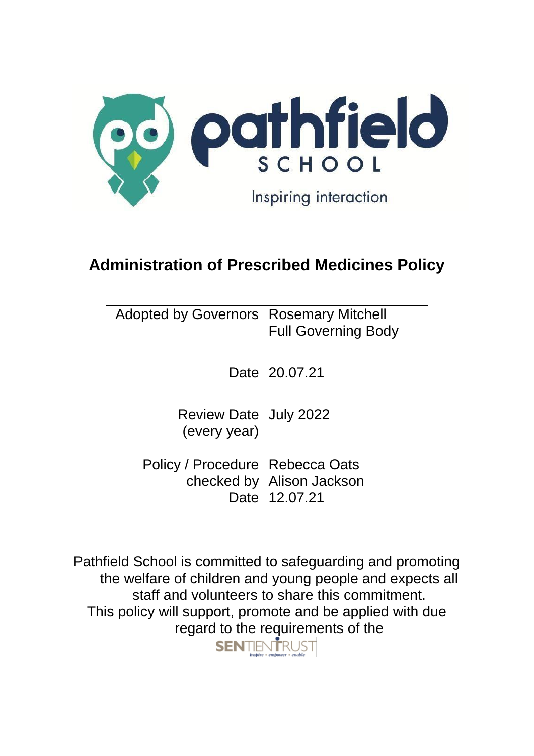pathfield SCHOOL

Inspiring interaction

# Administration of Prescribed Medicines Policy

| | |
|---|---|
| Adopted by Governors | Rosemary Mitchell<br>Full Governing Body |
| Date | 20.07.21 |
| Review Date (every year) | July 2022 |
| Policy / Procedure checked by<br>Date | Rebecca Oats<br>Alison Jackson<br>12.07.21 |

Pathfield School is committed to safeguarding and promoting the welfare of children and young people and expects all staff and volunteers to share this commitment.
This policy will support, promote and be applied with due regard to the requirements of the

SENTIENTRUST
inspire • empower • enable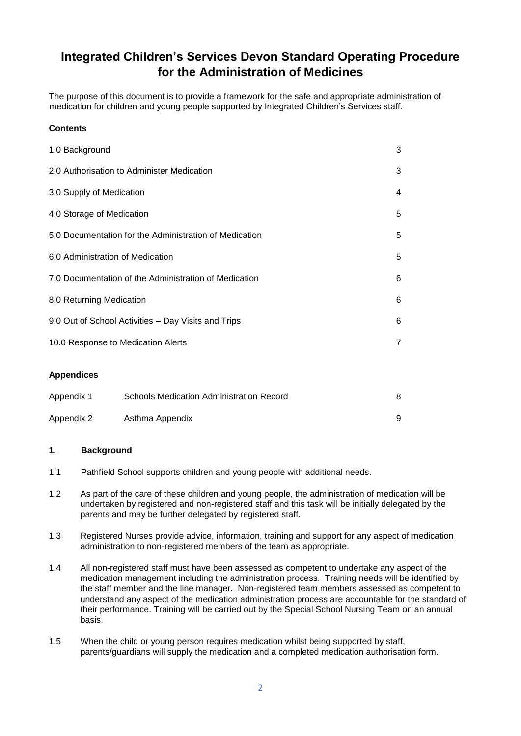# Integrated Children's Services Devon Standard Operating Procedure for the Administration of Medicines

The purpose of this document is to provide a framework for the safe and appropriate administration of medication for children and young people supported by Integrated Children's Services staff.

**Contents**

| | |
|---|---|
| 1.0 Background | 3 |
| 2.0 Authorisation to Administer Medication | 3 |
| 3.0 Supply of Medication | 4 |
| 4.0 Storage of Medication | 5 |
| 5.0 Documentation for the Administration of Medication | 5 |
| 6.0 Administration of Medication | 5 |
| 7.0 Documentation of the Administration of Medication | 6 |
| 8.0 Returning Medication | 6 |
| 9.0 Out of School Activities – Day Visits and Trips | 6 |
| 10.0 Response to Medication Alerts | 7 |

**Appendices**

| | | |
|---|---|---|
| Appendix 1 | Schools Medication Administration Record | 8 |
| Appendix 2 | Asthma Appendix | 9 |

## 1. Background

1.1 Pathfield School supports children and young people with additional needs.

1.2 As part of the care of these children and young people, the administration of medication will be undertaken by registered and non-registered staff and this task will be initially delegated by the parents and may be further delegated by registered staff.

1.3 Registered Nurses provide advice, information, training and support for any aspect of medication administration to non-registered members of the team as appropriate.

1.4 All non-registered staff must have been assessed as competent to undertake any aspect of the medication management including the administration process. Training needs will be identified by the staff member and the line manager. Non-registered team members assessed as competent to understand any aspect of the medication administration process are accountable for the standard of their performance. Training will be carried out by the Special School Nursing Team on an annual basis.

1.5 When the child or young person requires medication whilst being supported by staff, parents/guardians will supply the medication and a completed medication authorisation form.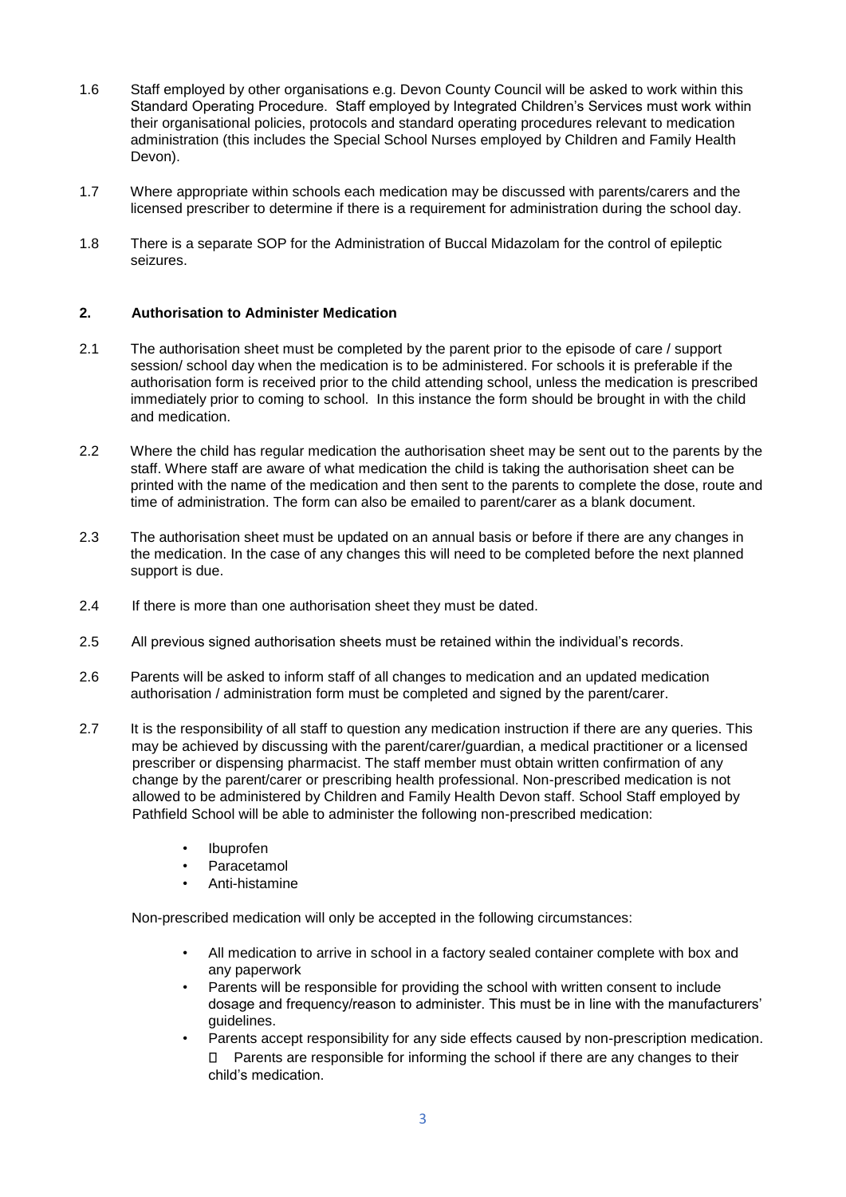1.6 Staff employed by other organisations e.g. Devon County Council will be asked to work within this Standard Operating Procedure. Staff employed by Integrated Children's Services must work within their organisational policies, protocols and standard operating procedures relevant to medication administration (this includes the Special School Nurses employed by Children and Family Health Devon).

1.7 Where appropriate within schools each medication may be discussed with parents/carers and the licensed prescriber to determine if there is a requirement for administration during the school day.

1.8 There is a separate SOP for the Administration of Buccal Midazolam for the control of epileptic seizures.

## 2. Authorisation to Administer Medication

2.1 The authorisation sheet must be completed by the parent prior to the episode of care / support session/ school day when the medication is to be administered. For schools it is preferable if the authorisation form is received prior to the child attending school, unless the medication is prescribed immediately prior to coming to school. In this instance the form should be brought in with the child and medication.

2.2 Where the child has regular medication the authorisation sheet may be sent out to the parents by the staff. Where staff are aware of what medication the child is taking the authorisation sheet can be printed with the name of the medication and then sent to the parents to complete the dose, route and time of administration. The form can also be emailed to parent/carer as a blank document.

2.3 The authorisation sheet must be updated on an annual basis or before if there are any changes in the medication. In the case of any changes this will need to be completed before the next planned support is due.

2.4 If there is more than one authorisation sheet they must be dated.

2.5 All previous signed authorisation sheets must be retained within the individual's records.

2.6 Parents will be asked to inform staff of all changes to medication and an updated medication authorisation / administration form must be completed and signed by the parent/carer.

2.7 It is the responsibility of all staff to question any medication instruction if there are any queries. This may be achieved by discussing with the parent/carer/guardian, a medical practitioner or a licensed prescriber or dispensing pharmacist. The staff member must obtain written confirmation of any change by the parent/carer or prescribing health professional. Non-prescribed medication is not allowed to be administered by Children and Family Health Devon staff. School Staff employed by Pathfield School will be able to administer the following non-prescribed medication:

- Ibuprofen
- Paracetamol
- Anti-histamine

Non-prescribed medication will only be accepted in the following circumstances:

- All medication to arrive in school in a factory sealed container complete with box and any paperwork
- Parents will be responsible for providing the school with written consent to include dosage and frequency/reason to administer. This must be in line with the manufacturers' guidelines.
- Parents accept responsibility for any side effects caused by non-prescription medication.
- Parents are responsible for informing the school if there are any changes to their child's medication.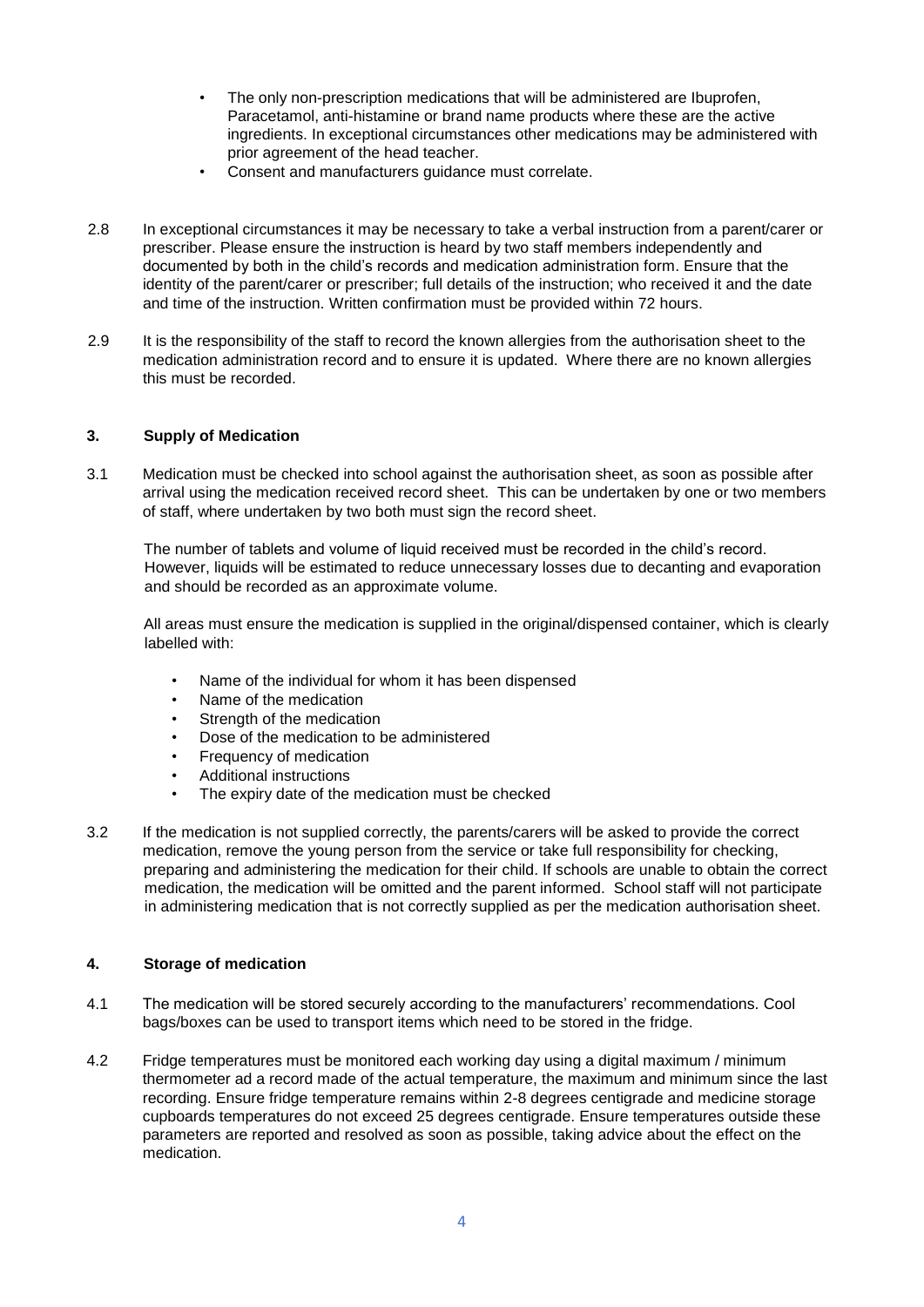- The only non-prescription medications that will be administered are Ibuprofen, Paracetamol, anti-histamine or brand name products where these are the active ingredients. In exceptional circumstances other medications may be administered with prior agreement of the head teacher.
- Consent and manufacturers guidance must correlate.

2.8 In exceptional circumstances it may be necessary to take a verbal instruction from a parent/carer or prescriber. Please ensure the instruction is heard by two staff members independently and documented by both in the child's records and medication administration form. Ensure that the identity of the parent/carer or prescriber; full details of the instruction; who received it and the date and time of the instruction. Written confirmation must be provided within 72 hours.

2.9 It is the responsibility of the staff to record the known allergies from the authorisation sheet to the medication administration record and to ensure it is updated. Where there are no known allergies this must be recorded.

## 3. Supply of Medication

3.1 Medication must be checked into school against the authorisation sheet, as soon as possible after arrival using the medication received record sheet. This can be undertaken by one or two members of staff, where undertaken by two both must sign the record sheet.

The number of tablets and volume of liquid received must be recorded in the child's record. However, liquids will be estimated to reduce unnecessary losses due to decanting and evaporation and should be recorded as an approximate volume.

All areas must ensure the medication is supplied in the original/dispensed container, which is clearly labelled with:

- Name of the individual for whom it has been dispensed
- Name of the medication
- Strength of the medication
- Dose of the medication to be administered
- Frequency of medication
- Additional instructions
- The expiry date of the medication must be checked

3.2 If the medication is not supplied correctly, the parents/carers will be asked to provide the correct medication, remove the young person from the service or take full responsibility for checking, preparing and administering the medication for their child. If schools are unable to obtain the correct medication, the medication will be omitted and the parent informed. School staff will not participate in administering medication that is not correctly supplied as per the medication authorisation sheet.

## 4. Storage of medication

4.1 The medication will be stored securely according to the manufacturers' recommendations. Cool bags/boxes can be used to transport items which need to be stored in the fridge.

4.2 Fridge temperatures must be monitored each working day using a digital maximum / minimum thermometer ad a record made of the actual temperature, the maximum and minimum since the last recording. Ensure fridge temperature remains within 2-8 degrees centigrade and medicine storage cupboards temperatures do not exceed 25 degrees centigrade. Ensure temperatures outside these parameters are reported and resolved as soon as possible, taking advice about the effect on the medication.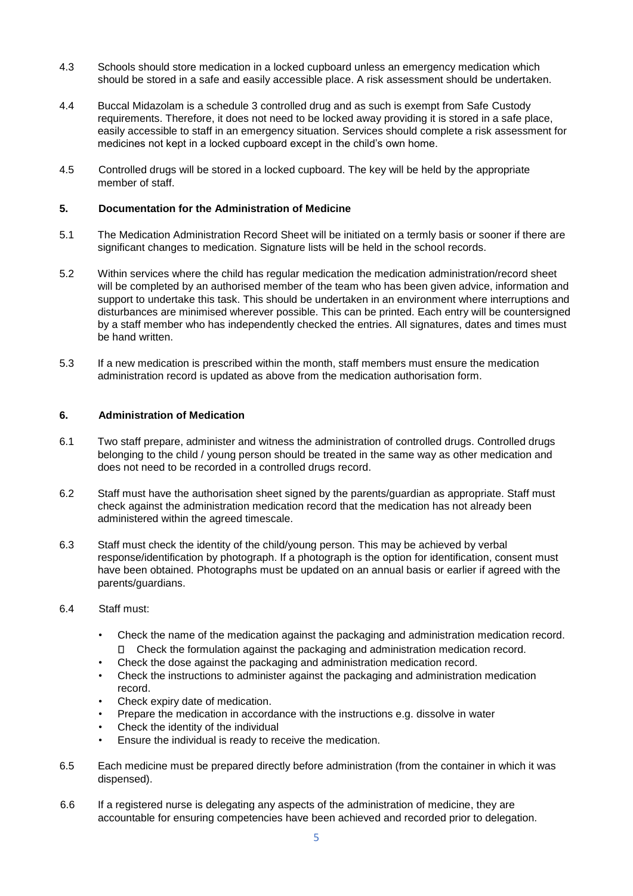4.3 Schools should store medication in a locked cupboard unless an emergency medication which should be stored in a safe and easily accessible place. A risk assessment should be undertaken.

4.4 Buccal Midazolam is a schedule 3 controlled drug and as such is exempt from Safe Custody requirements. Therefore, it does not need to be locked away providing it is stored in a safe place, easily accessible to staff in an emergency situation. Services should complete a risk assessment for medicines not kept in a locked cupboard except in the child's own home.

4.5 Controlled drugs will be stored in a locked cupboard. The key will be held by the appropriate member of staff.

## 5. Documentation for the Administration of Medicine

5.1 The Medication Administration Record Sheet will be initiated on a termly basis or sooner if there are significant changes to medication. Signature lists will be held in the school records.

5.2 Within services where the child has regular medication the medication administration/record sheet will be completed by an authorised member of the team who has been given advice, information and support to undertake this task. This should be undertaken in an environment where interruptions and disturbances are minimised wherever possible. This can be printed. Each entry will be countersigned by a staff member who has independently checked the entries. All signatures, dates and times must be hand written.

5.3 If a new medication is prescribed within the month, staff members must ensure the medication administration record is updated as above from the medication authorisation form.

## 6. Administration of Medication

6.1 Two staff prepare, administer and witness the administration of controlled drugs. Controlled drugs belonging to the child / young person should be treated in the same way as other medication and does not need to be recorded in a controlled drugs record.

6.2 Staff must have the authorisation sheet signed by the parents/guardian as appropriate. Staff must check against the administration medication record that the medication has not already been administered within the agreed timescale.

6.3 Staff must check the identity of the child/young person. This may be achieved by verbal response/identification by photograph. If a photograph is the option for identification, consent must have been obtained. Photographs must be updated on an annual basis or earlier if agreed with the parents/guardians.

6.4 Staff must:

- Check the name of the medication against the packaging and administration medication record.
- Check the formulation against the packaging and administration medication record.
- Check the dose against the packaging and administration medication record.
- Check the instructions to administer against the packaging and administration medication record.
- Check expiry date of medication.
- Prepare the medication in accordance with the instructions e.g. dissolve in water
- Check the identity of the individual
- Ensure the individual is ready to receive the medication.

6.5 Each medicine must be prepared directly before administration (from the container in which it was dispensed).

6.6 If a registered nurse is delegating any aspects of the administration of medicine, they are accountable for ensuring competencies have been achieved and recorded prior to delegation.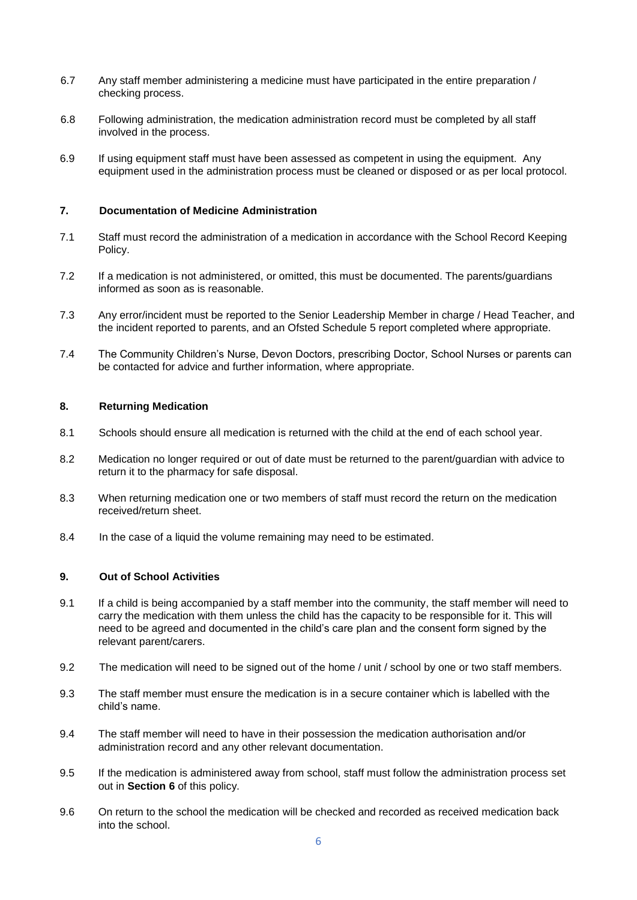6.7 Any staff member administering a medicine must have participated in the entire preparation / checking process.

6.8 Following administration, the medication administration record must be completed by all staff involved in the process.

6.9 If using equipment staff must have been assessed as competent in using the equipment. Any equipment used in the administration process must be cleaned or disposed or as per local protocol.

## 7. Documentation of Medicine Administration

7.1 Staff must record the administration of a medication in accordance with the School Record Keeping Policy.

7.2 If a medication is not administered, or omitted, this must be documented. The parents/guardians informed as soon as is reasonable.

7.3 Any error/incident must be reported to the Senior Leadership Member in charge / Head Teacher, and the incident reported to parents, and an Ofsted Schedule 5 report completed where appropriate.

7.4 The Community Children's Nurse, Devon Doctors, prescribing Doctor, School Nurses or parents can be contacted for advice and further information, where appropriate.

## 8. Returning Medication

8.1 Schools should ensure all medication is returned with the child at the end of each school year.

8.2 Medication no longer required or out of date must be returned to the parent/guardian with advice to return it to the pharmacy for safe disposal.

8.3 When returning medication one or two members of staff must record the return on the medication received/return sheet.

8.4 In the case of a liquid the volume remaining may need to be estimated.

## 9. Out of School Activities

9.1 If a child is being accompanied by a staff member into the community, the staff member will need to carry the medication with them unless the child has the capacity to be responsible for it. This will need to be agreed and documented in the child's care plan and the consent form signed by the relevant parent/carers.

9.2 The medication will need to be signed out of the home / unit / school by one or two staff members.

9.3 The staff member must ensure the medication is in a secure container which is labelled with the child's name.

9.4 The staff member will need to have in their possession the medication authorisation and/or administration record and any other relevant documentation.

9.5 If the medication is administered away from school, staff must follow the administration process set out in **Section 6** of this policy.

9.6 On return to the school the medication will be checked and recorded as received medication back into the school.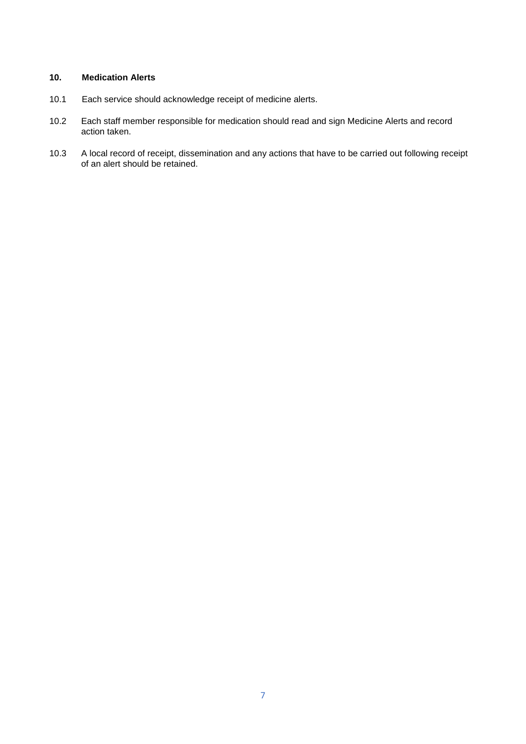## 10. Medication Alerts

10.1 Each service should acknowledge receipt of medicine alerts.

10.2 Each staff member responsible for medication should read and sign Medicine Alerts and record action taken.

10.3 A local record of receipt, dissemination and any actions that have to be carried out following receipt of an alert should be retained.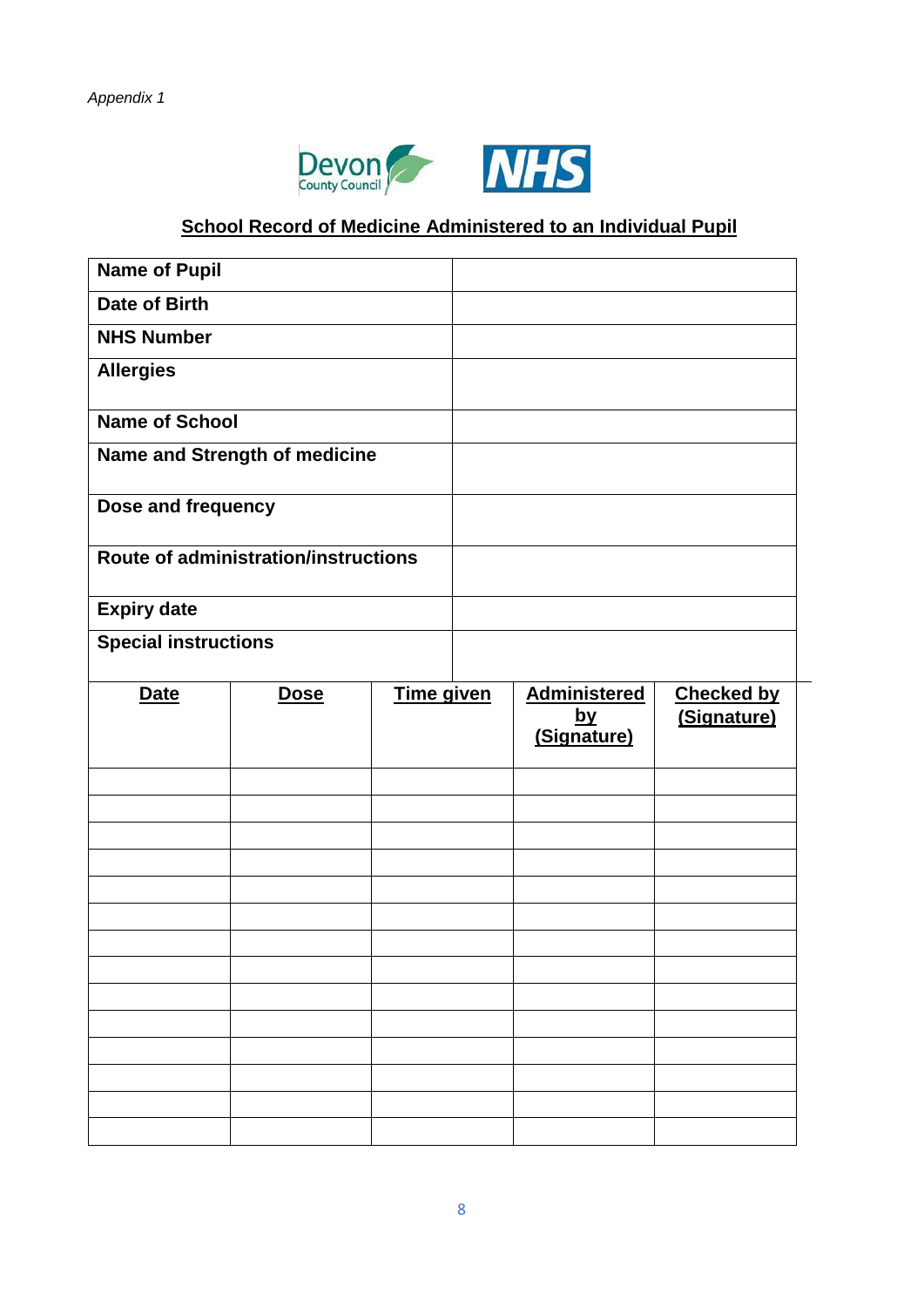*Appendix 1*

## School Record of Medicine Administered to an Individual Pupil

| | |
|---|---|
| **Name of Pupil** | |
| **Date of Birth** | |
| **NHS Number** | |
| **Allergies** | |
| **Name of School** | |
| **Name and Strength of medicine** | |
| **Dose and frequency** | |
| **Route of administration/instructions** | |
| **Expiry date** | |
| **Special instructions** | |

| **Date** | **Dose** | **Time given** | **Administered by (Signature)** | **Checked by (Signature)** |
|---|---|---|---|---|
| | | | | |
| | | | | |
| | | | | |
| | | | | |
| | | | | |
| | | | | |
| | | | | |
| | | | | |
| | | | | |
| | | | | |
| | | | | |
| | | | | |
| | | | | |
| | | | | |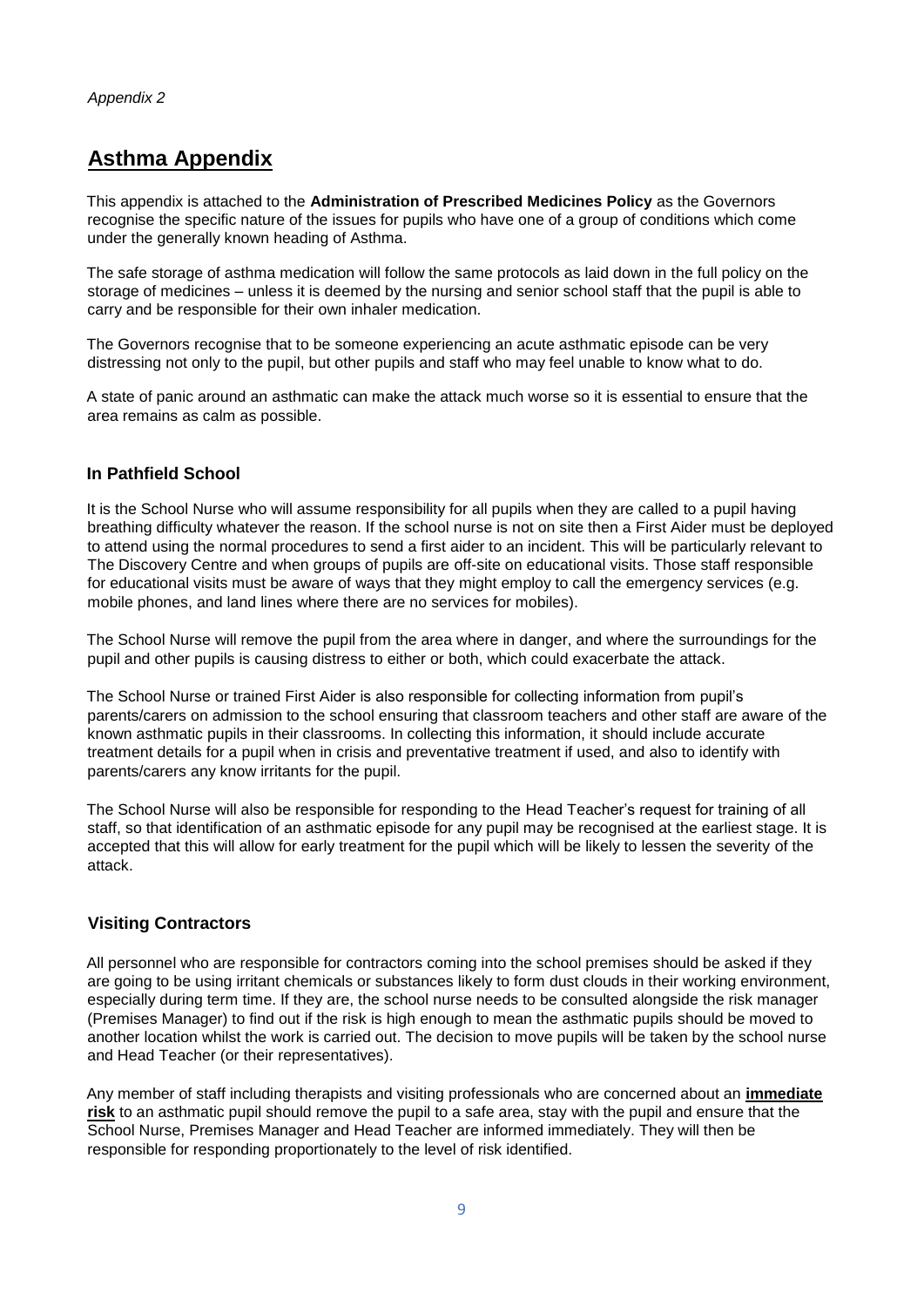*Appendix 2*

# Asthma Appendix

This appendix is attached to the **Administration of Prescribed Medicines Policy** as the Governors recognise the specific nature of the issues for pupils who have one of a group of conditions which come under the generally known heading of Asthma.

The safe storage of asthma medication will follow the same protocols as laid down in the full policy on the storage of medicines – unless it is deemed by the nursing and senior school staff that the pupil is able to carry and be responsible for their own inhaler medication.

The Governors recognise that to be someone experiencing an acute asthmatic episode can be very distressing not only to the pupil, but other pupils and staff who may feel unable to know what to do.

A state of panic around an asthmatic can make the attack much worse so it is essential to ensure that the area remains as calm as possible.

### In Pathfield School

It is the School Nurse who will assume responsibility for all pupils when they are called to a pupil having breathing difficulty whatever the reason. If the school nurse is not on site then a First Aider must be deployed to attend using the normal procedures to send a first aider to an incident. This will be particularly relevant to The Discovery Centre and when groups of pupils are off-site on educational visits. Those staff responsible for educational visits must be aware of ways that they might employ to call the emergency services (e.g. mobile phones, and land lines where there are no services for mobiles).

The School Nurse will remove the pupil from the area where in danger, and where the surroundings for the pupil and other pupils is causing distress to either or both, which could exacerbate the attack.

The School Nurse or trained First Aider is also responsible for collecting information from pupil's parents/carers on admission to the school ensuring that classroom teachers and other staff are aware of the known asthmatic pupils in their classrooms. In collecting this information, it should include accurate treatment details for a pupil when in crisis and preventative treatment if used, and also to identify with parents/carers any know irritants for the pupil.

The School Nurse will also be responsible for responding to the Head Teacher's request for training of all staff, so that identification of an asthmatic episode for any pupil may be recognised at the earliest stage. It is accepted that this will allow for early treatment for the pupil which will be likely to lessen the severity of the attack.

### Visiting Contractors

All personnel who are responsible for contractors coming into the school premises should be asked if they are going to be using irritant chemicals or substances likely to form dust clouds in their working environment, especially during term time. If they are, the school nurse needs to be consulted alongside the risk manager (Premises Manager) to find out if the risk is high enough to mean the asthmatic pupils should be moved to another location whilst the work is carried out. The decision to move pupils will be taken by the school nurse and Head Teacher (or their representatives).

Any member of staff including therapists and visiting professionals who are concerned about an **immediate risk** to an asthmatic pupil should remove the pupil to a safe area, stay with the pupil and ensure that the School Nurse, Premises Manager and Head Teacher are informed immediately. They will then be responsible for responding proportionately to the level of risk identified.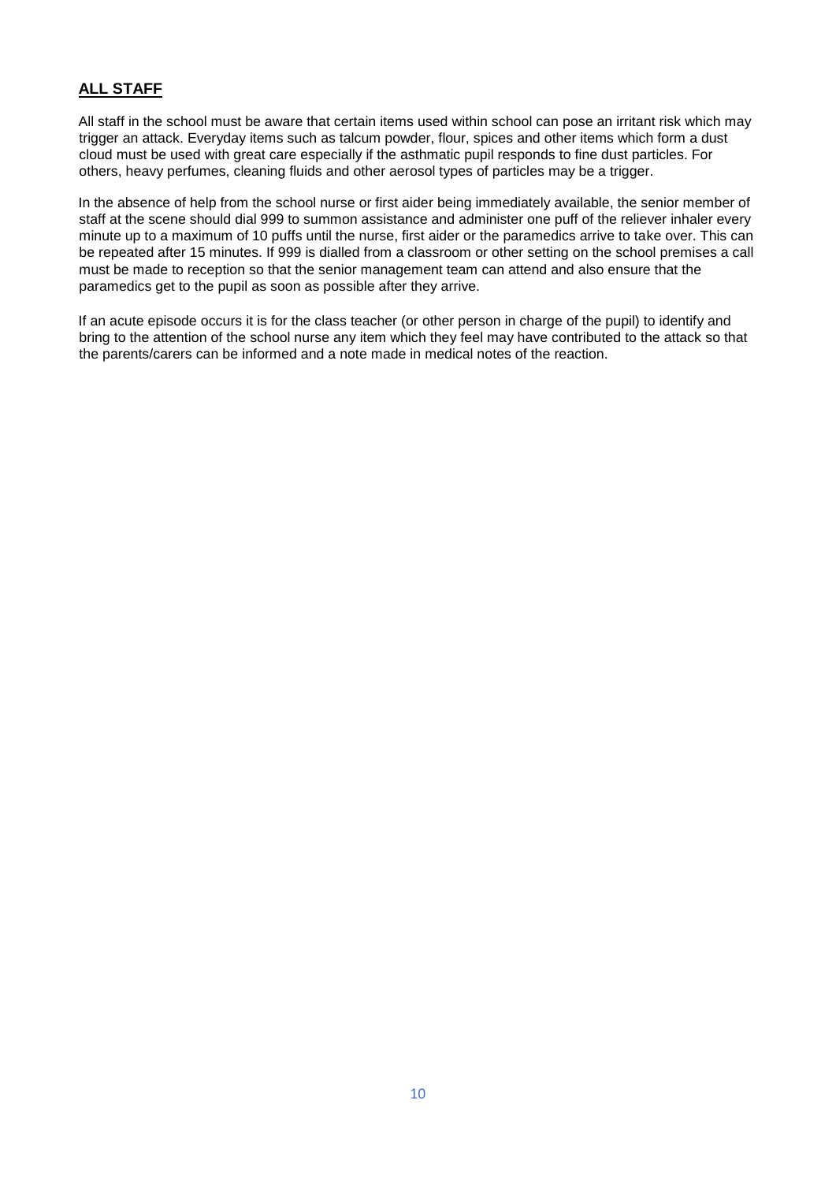## **ALL STAFF**

All staff in the school must be aware that certain items used within school can pose an irritant risk which may trigger an attack. Everyday items such as talcum powder, flour, spices and other items which form a dust cloud must be used with great care especially if the asthmatic pupil responds to fine dust particles. For others, heavy perfumes, cleaning fluids and other aerosol types of particles may be a trigger.

In the absence of help from the school nurse or first aider being immediately available, the senior member of staff at the scene should dial 999 to summon assistance and administer one puff of the reliever inhaler every minute up to a maximum of 10 puffs until the nurse, first aider or the paramedics arrive to take over. This can be repeated after 15 minutes. If 999 is dialled from a classroom or other setting on the school premises a call must be made to reception so that the senior management team can attend and also ensure that the paramedics get to the pupil as soon as possible after they arrive.

If an acute episode occurs it is for the class teacher (or other person in charge of the pupil) to identify and bring to the attention of the school nurse any item which they feel may have contributed to the attack so that the parents/carers can be informed and a note made in medical notes of the reaction.